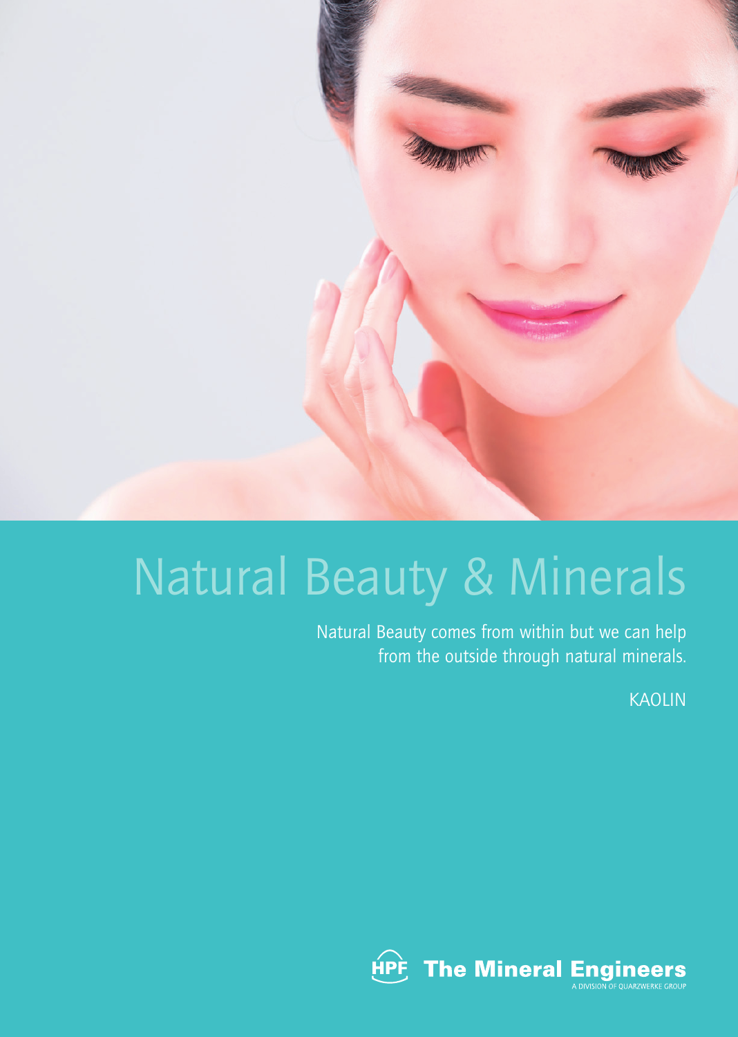# Natural Beauty & Minerals

Natural Beauty comes from within but we can help from the outside through natural minerals.

KAOLIN

HPF The Mineral Engineers

A DIVISION OF QUARZWERKE GROUP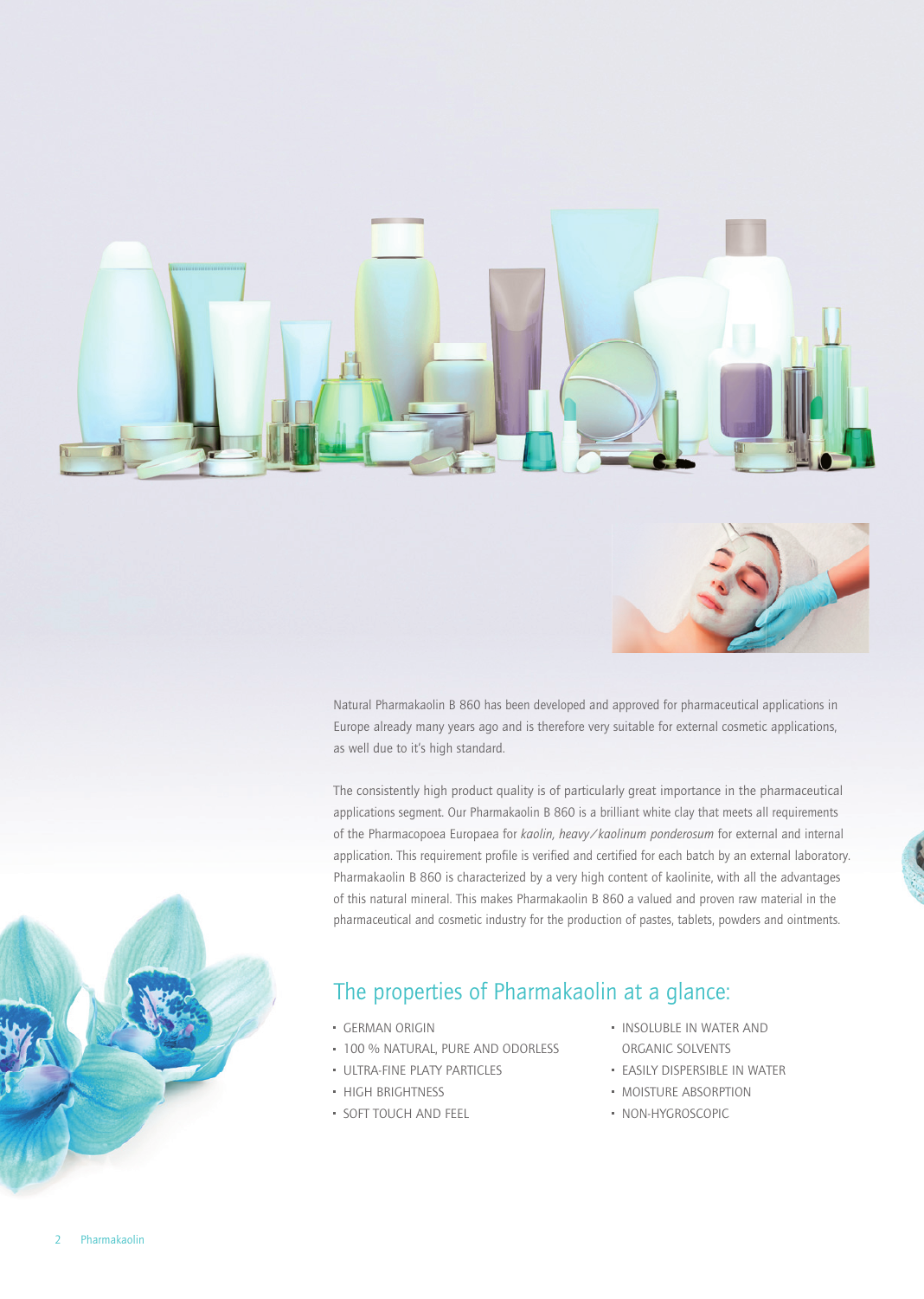Natural Pharmakaolin B 860 has been developed and approved for pharmaceutical applications in Europe already many years ago and is therefore very suitable for external cosmetic applications, as well due to it's high standard.

The consistently high product quality is of particularly great importance in the pharmaceutical applications segment. Our Pharmakaolin B 860 is a brilliant white clay that meets all requirements of the Pharmacopoea Europaea for *kaolin, heavy/kaolinum ponderosum* for external and internal application. This requirement profile is verified and certified for each batch by an external laboratory. Pharmakaolin B 860 is characterized by a very high content of kaolinite, with all the advantages of this natural mineral. This makes Pharmakaolin B 860 a valued and proven raw material in the pharmaceutical and cosmetic industry for the production of pastes, tablets, powders and ointments.

## The properties of Pharmakaolin at a glance:

- GERMAN ORIGIN
- 100 % NATURAL, PURE AND ODORLESS
- ULTRA-FINE PLATY PARTICLES
- HIGH BRIGHTNESS
- SOFT TOUCH AND FEEL
- INSOLUBLE IN WATER AND ORGANIC SOLVENTS
- EASILY DISPERSIBLE IN WATER
- MOISTURE ABSORPTION
- NON-HYGROSCOPIC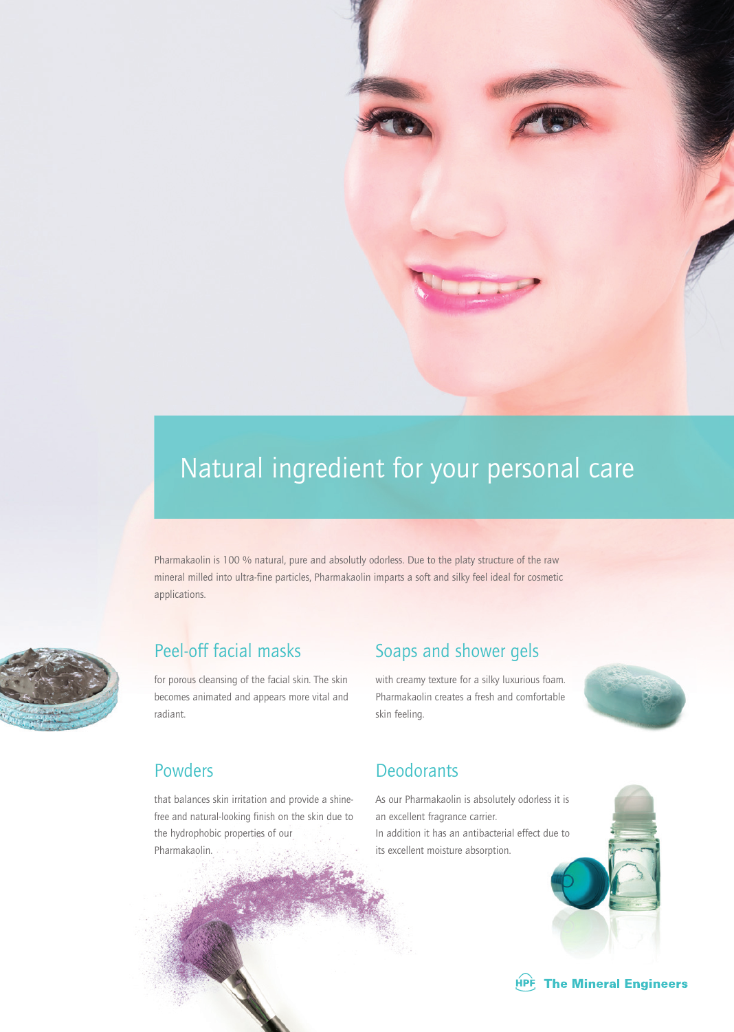# Natural ingredient for your personal care

Pharmakaolin is 100 % natural, pure and absolutly odorless. Due to the platy structure of the raw mineral milled into ultra-fine particles, Pharmakaolin imparts a soft and silky feel ideal for cosmetic applications.

## Peel-off facial masks

for porous cleansing of the facial skin. The skin becomes animated and appears more vital and radiant.

## Soaps and shower gels

with creamy texture for a silky luxurious foam. Pharmakaolin creates a fresh and comfortable skin feeling.

## Powders

that balances skin irritation and provide a shine-free and natural-looking finish on the skin due to the hydrophobic properties of our Pharmakaolin.

## Deodorants

As our Pharmakaolin is absolutely odorless it is an excellent fragrance carrier.
In addition it has an antibacterial effect due to its excellent moisture absorption.

**HPF The Mineral Engineers**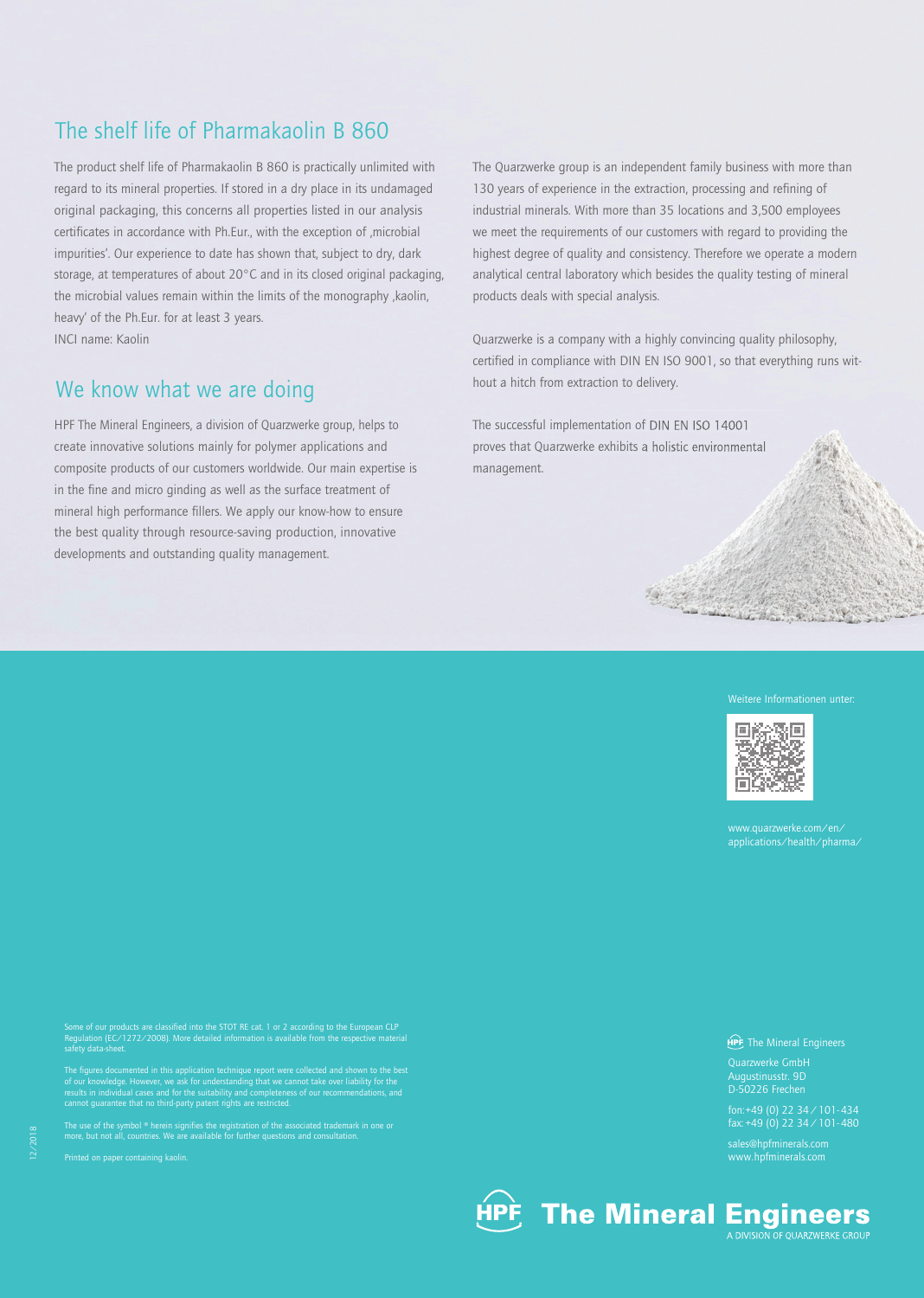## The shelf life of Pharmakaolin B 860

The product shelf life of Pharmakaolin B 860 is practically unlimited with regard to its mineral properties. If stored in a dry place in its undamaged original packaging, this concerns all properties listed in our analysis certificates in accordance with Ph.Eur., with the exception of ‚microbial impurities'. Our experience to date has shown that, subject to dry, dark storage, at temperatures of about 20°C and in its closed original packaging, the microbial values remain within the limits of the monography ‚kaolin, heavy' of the Ph.Eur. for at least 3 years.
INCI name: Kaolin

## We know what we are doing

HPF The Mineral Engineers, a division of Quarzwerke group, helps to create innovative solutions mainly for polymer applications and composite products of our customers worldwide. Our main expertise is in the fine and micro ginding as well as the surface treatment of mineral high performance fillers. We apply our know-how to ensure the best quality through resource-saving production, innovative developments and outstanding quality management.

The Quarzwerke group is an independent family business with more than 130 years of experience in the extraction, processing and refining of industrial minerals. With more than 35 locations and 3,500 employees we meet the requirements of our customers with regard to providing the highest degree of quality and consistency. Therefore we operate a modern analytical central laboratory which besides the quality testing of mineral products deals with special analysis.

Quarzwerke is a company with a highly convincing quality philosophy, certified in compliance with DIN EN ISO 9001, so that everything runs without a hitch from extraction to delivery.

The successful implementation of DIN EN ISO 14001 proves that Quarzwerke exhibits a holistic environmental management.

Weitere Informationen unter:

www.quarzwerke.com/en/applications/health/pharma/

Some of our products are classified into the STOT RE cat. 1 or 2 according to the European CLP Regulation (EC/1272/2008). More detailed information is available from the respective material safety data-sheet.

The figures documented in this application technique report were collected and shown to the best of our knowledge. However, we ask for understanding that we cannot take over liability for the results in individual cases and for the suitability and completeness of our recommendations, and cannot guarantee that no third-party patent rights are restricted.

The use of the symbol ® herein signifies the registration of the associated trademark in one or more, but not all, countries. We are available for further questions and consultation.

Printed on paper containing kaolin.

12/2018

HPF The Mineral Engineers

Quarzwerke GmbH
Augustinusstr. 9D
D-50226 Frechen

fon: +49 (0) 22 34 / 101-434
fax: +49 (0) 22 34 / 101-480

sales@hpfminerals.com
www.hpfminerals.com

**HPF The Mineral Engineers**
A DIVISION OF QUARZWERKE GROUP